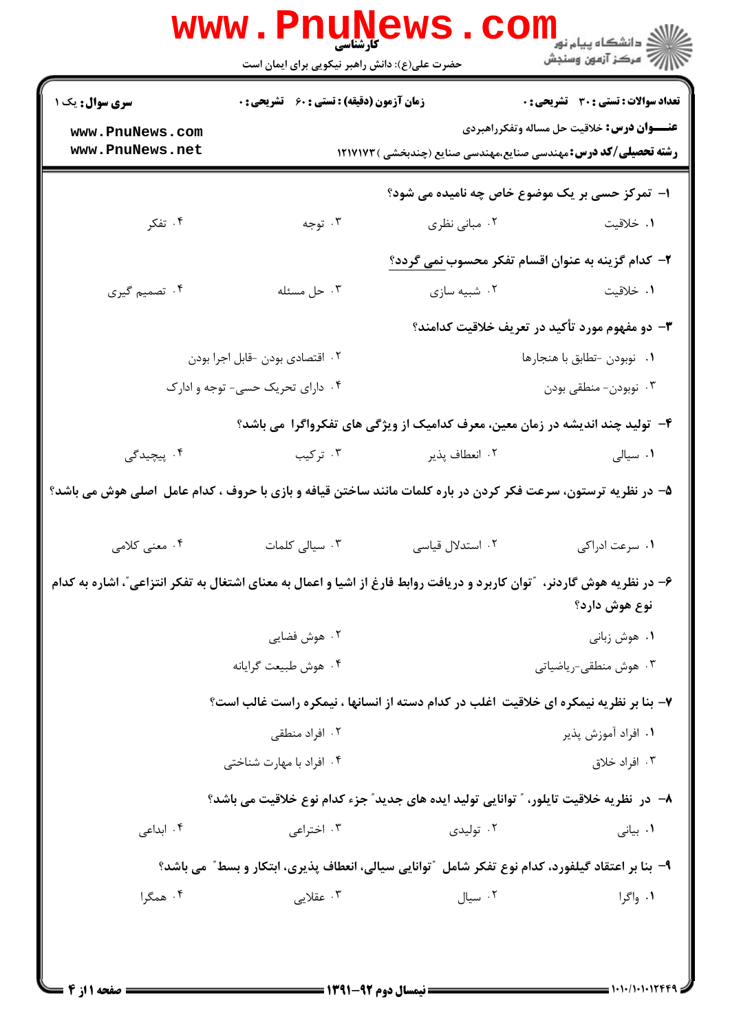**سری سوال:** یک ۱

**زمان آزمون (دقیقه) : تستی : ۶۰ تشریحی : ۰**

**تعداد سوالات : تستی : ۳۰ تشریحی : ۰**

**عنـــوان درس:** خلاقیت حل مساله وتفکرراهبردی

**رشته تحصیلی/کد درس:** مهندسی صنایع،مهندسی صنایع (چندبخشی ) ۱۲۱۷۱۷۳

**۱- تمرکز حسی بر یک موضوع خاص چه نامیده می شود؟**

۱. خلاقیت ۲. مبانی نظری ۳. توجه ۴. تفکر

**۲- کدام گزینه به عنوان اقسام تفکر محسوب نمی گردد؟**

۱. خلاقیت ۲. شبیه سازی ۳. حل مسئله ۴. تصمیم گیری

**۳- دو مفهوم مورد تأکید در تعریف خلاقیت کدامند؟**

۱. نوبودن -تطابق با هنجارها ۲. اقتصادی بودن -قابل اجرا بودن

۳. نوبودن- منطقی بودن ۴. دارای تحریک حسی- توجه و ادارک

**۴- تولید چند اندیشه در زمان معین، معرف کدامیک از ویژگی های تفکرواگرا می باشد؟**

۱. سیالی ۲. انعطاف پذیر ۳. ترکیب ۴. پیچیدگی

**۵- در نظریه ترستون، سرعت فکر کردن در باره کلمات مانند ساختن قیافه و بازی با حروف ، کدام عامل اصلی هوش می باشد؟**

۱. سرعت ادراکی ۲. استدلال قیاسی ۳. سیالی کلمات ۴. معنی کلامی

**۶- در نظریه هوش گاردنر، "توان کاربرد و دریافت روابط فارغ از اشیا و اعمال به معنای اشتغال به تفکر انتزاعی"، اشاره به کدام نوع هوش دارد؟**

۱. هوش زبانی ۲. هوش فضایی

۳. هوش منطقی-ریاضیاتی ۴. هوش طبیعت گرایانه

**۷- بنا بر نظریه نیمکره ای خلاقیت اغلب در کدام دسته از انسانها ، نیمکره راست غالب است؟**

۱. افراد آموزش پذیر ۲. افراد منطقی

۳. افراد خلاق ۴. افراد با مهارت شناختی

**۸- در نظریه خلاقیت تایلور، " توانایی تولید ایده های جدید" جزء کدام نوع خلاقیت می باشد؟**

۱. بیانی ۲. تولیدی ۳. اختراعی ۴. ابداعی

**۹- بنا بر اعتقاد گیلفورد، کدام نوع تفکر شامل "توانایی سیالی، انعطاف پذیری، ابتکار و بسط" می باشد؟**

۱. واگرا ۲. سیال ۳. عقلایی ۴. همگرا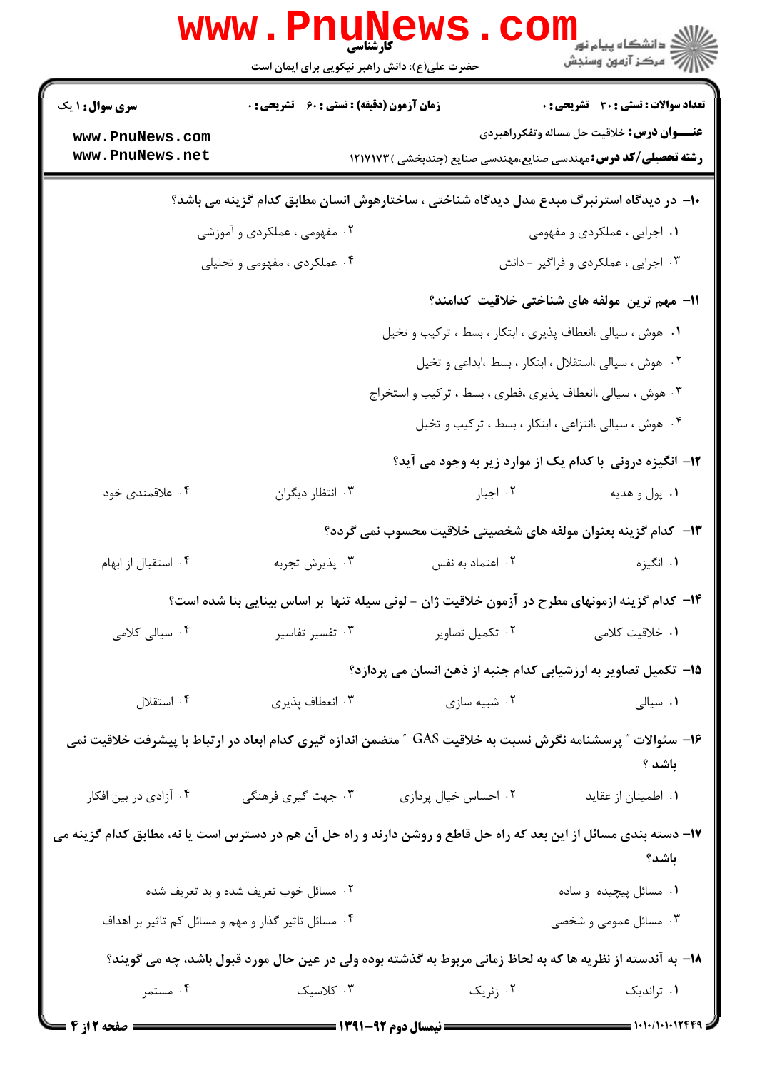**۱۰-** در دیدگاه استرنبرگ مبدع مدل دیدگاه شناختی ، ساختارهوش انسان مطابق کدام گزینه می باشد؟

۱. اجرایی ، عملکردی و مفهومی

۲. مفهومی ، عملکردی و آموزشی

۳. اجرایی ، عملکردی و فراگیر - دانش

۴. عملکردی ، مفهومی و تحلیلی

**۱۱-** مهم ترین مولفه های شناختی خلاقیت کدامند؟

۱. هوش ، سیالی ،انعطاف پذیری ، ابتکار ، بسط ، ترکیب و تخیل

۲. هوش ، سیالی ،استقلال ، ابتکار ، بسط ،ابداعی و تخیل

۳. هوش ، سیالی ،انعطاف پذیری ،فطری ، بسط ، ترکیب و استخراج

۴. هوش ، سیالی ،انتزاعی ، ابتکار ، بسط ، ترکیب و تخیل

**۱۲-** انگیزه درونی با کدام یک از موارد زیر به وجود می آید؟

۱. پول و هدیه

۲. اجبار

۳. انتظار دیگران

۴. علاقمندی خود

**۱۳-** کدام گزینه بعنوان مولفه های شخصیتی خلاقیت محسوب نمی گردد؟

۱. انگیزه

۲. اعتماد به نفس

۳. پذیرش تجربه

۴. استقبال از ابهام

**۱۴-** کدام گزینه ازمونهای مطرح در آزمون خلاقیت ژان - لوئی سیله تنها بر اساس بینایی بنا شده است؟

۱. خلاقیت کلامی

۲. تکمیل تصاویر

۳. تفسیر تفاسیر

۴. سیالی کلامی

**۱۵-** تکمیل تصاویر به ارزشیابی کدام جنبه از ذهن انسان می پردازد؟

۱. سیالی

۲. شبیه سازی

۳. انعطاف پذیری

۴. استقلال

**۱۶-** سئوالات " پرسشنامه نگرش نسبت به خلاقیت GAS " متضمن اندازه گیری کدام ابعاد در ارتباط با پیشرفت خلاقیت نمی باشد ؟

۱. اطمینان از عقاید

۲. احساس خیال پردازی

۳. جهت گیری فرهنگی

۴. آزادی در بین افکار

**۱۷-** دسته بندی مسائل از این بعد که راه حل قاطع و روشن دارند و راه حل آن هم در دسترس است یا نه، مطابق کدام گزینه می باشد؟

۱. مسائل پیچیده و ساده

۲. مسائل خوب تعریف شده و بد تعریف شده

۳. مسائل عمومی و شخصی

۴. مسائل تاثیر گذار و مهم و مسائل کم تاثیر بر اهداف

**۱۸-** به آندسته از نظریه ها که به لحاظ زمانی مربوط به گذشته بوده ولی در عین حال مورد قبول باشد، چه می گویند؟

۱. ثراندیک

۲. زنریک

۳. کلاسیک

۴. مستمر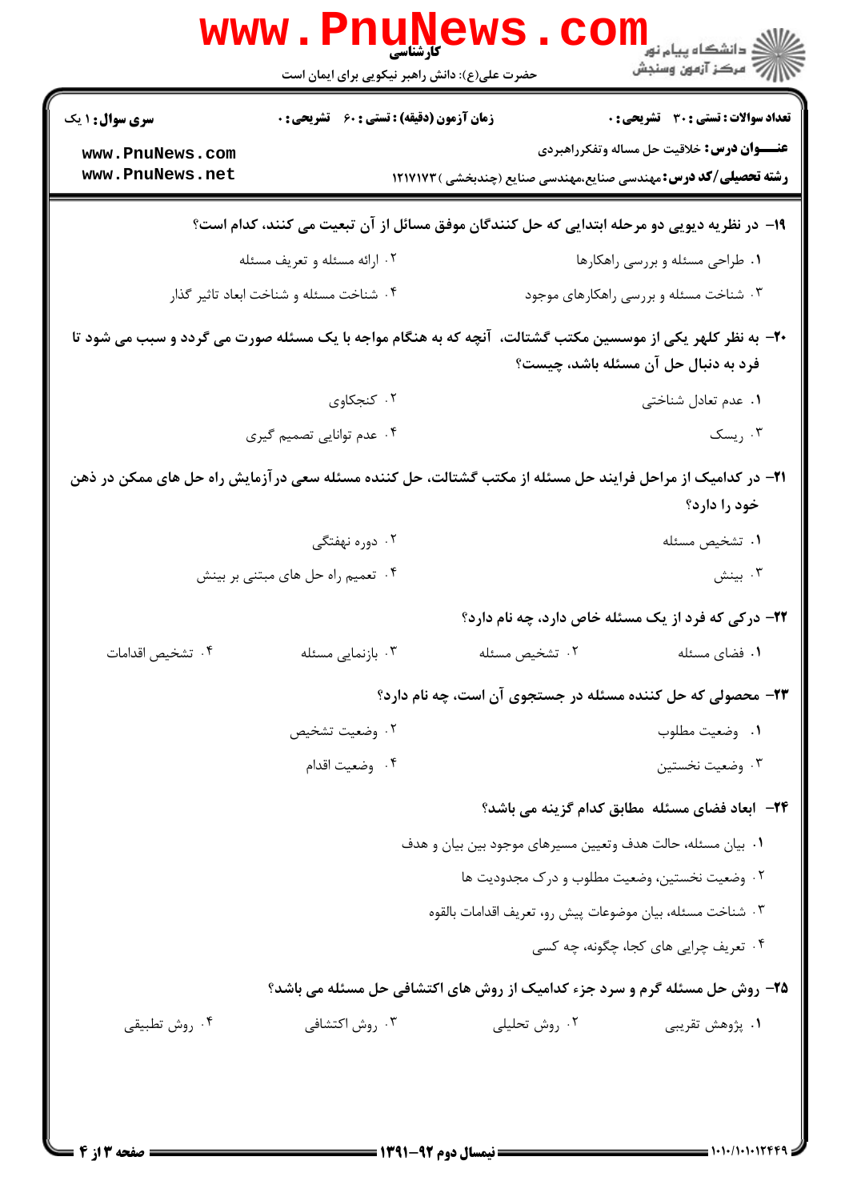**۱۹- در نظریه دیویی دو مرحله ابتدایی که حل کنندگان موفق مسائل از آن تبعیت می کنند، کدام است؟**

۱. طراحی مسئله و بررسی راهکارها

۲. ارائه مسئله و تعریف مسئله

۳. شناخت مسئله و بررسی راهکارهای موجود

۴. شناخت مسئله و شناخت ابعاد تاثیر گذار

**۲۰- به نظر کلهر یکی از موسسین مکتب گشتالت، آنچه که به هنگام مواجه با یک مسئله صورت می گردد و سبب می شود تا فرد به دنبال حل آن مسئله باشد، چیست؟**

۱. عدم تعادل شناختی

۲. کنجکاوی

۳. ریسک

۴. عدم توانایی تصمیم گیری

**۲۱- در کدامیک از مراحل فرایند حل مسئله از مکتب گشتالت، حل کننده مسئله سعی درآزمایش راه حل های ممکن در ذهن خود را دارد؟**

۱. تشخیص مسئله

۲. دوره نهفتگی

۳. بینش

۴. تعمیم راه حل های مبتنی بر بینش

**۲۲- درکی که فرد از یک مسئله خاص دارد، چه نام دارد؟**

۱. فضای مسئله

۲. تشخیص مسئله

۳. بازنمایی مسئله

۴. تشخیص اقدامات

**۲۳- محصولی که حل کننده مسئله در جستجوی آن است، چه نام دارد؟**

۱. وضعیت مطلوب

۲. وضعیت تشخیص

۳. وضعیت نخستین

۴. وضعیت اقدام

**۲۴- ابعاد فضای مسئله مطابق کدام گزینه می باشد؟**

۱. بیان مسئله، حالت هدف وتعیین مسیرهای موجود بین بیان و هدف

۲. وضعیت نخستین، وضعیت مطلوب و درک محدودیت ها

۳. شناخت مسئله، بیان موضوعات پیش رو، تعریف اقدامات بالقوه

۴. تعریف چرایی های کجا، چگونه، چه کسی

**۲۵- روش حل مسئله گرم و سرد جزء کدامیک از روش های اکتشافی حل مسئله می باشد؟**

۱. پژوهش تقریبی

۲. روش تحلیلی

۳. روش اکتشافی

۴. روش تطبیقی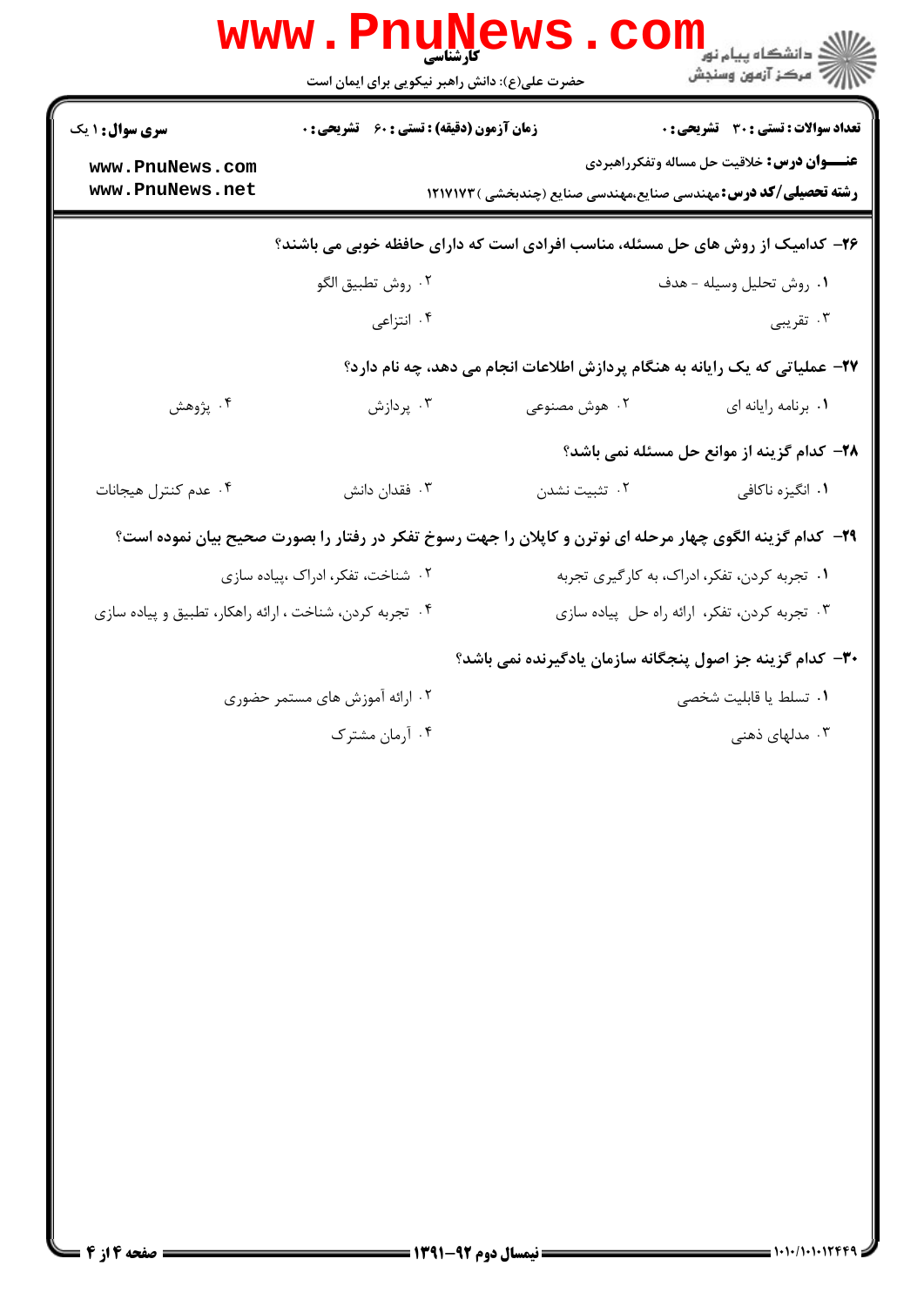۲۶- کدامیک از روش های حل مسئله، مناسب افرادی است که دارای حافظه خوبی می باشند؟

۱. روش تحلیل وسیله - هدف

۲. روش تطبیق الگو

۳. تقریبی

۴. انتزاعی

۲۷- عملیاتی که یک رایانه به هنگام پردازش اطلاعات انجام می دهد، چه نام دارد؟

۱. برنامه رایانه ای

۲. هوش مصنوعی

۳. پردازش

۴. پژوهش

۲۸- کدام گزینه از موانع حل مسئله نمی باشد؟

۱. انگیزه ناکافی

۲. تثبیت نشدن

۳. فقدان دانش

۴. عدم کنترل هیجانات

۲۹- کدام گزینه الگوی چهار مرحله ای نوترن و کاپلان را جهت رسوخ تفکر در رفتار را بصورت صحیح بیان نموده است؟

۱. تجربه کردن، تفکر، ادراک، به کارگیری تجربه

۲. شناخت، تفکر، ادراک ،پیاده سازی

۳. تجربه کردن، تفکر، ارائه راه حل پیاده سازی

۴. تجربه کردن، شناخت ، ارائه راهکار، تطبیق و پیاده سازی

۳۰- کدام گزینه جز اصول پنجگانه سازمان یادگیرنده نمی باشد؟

۱. تسلط یا قابلیت شخصی

۲. ارائه آموزش های مستمر حضوری

۳. مدلهای ذهنی

۴. آرمان مشترک